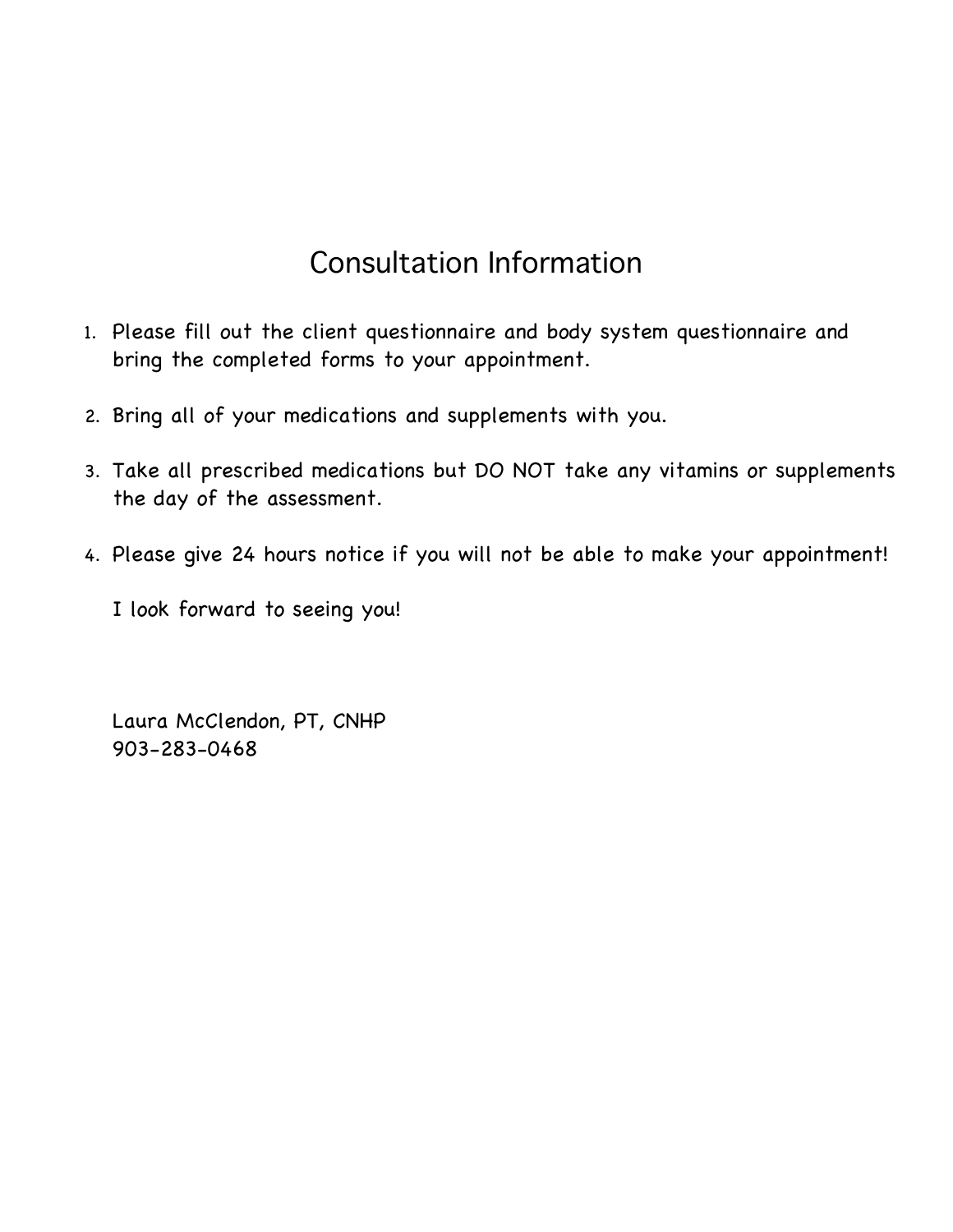# Consultation Information

1. Please fill out the client questionnaire and body system questionnaire and bring the completed forms to your appointment.
2. Bring all of your medications and supplements with you.
3. Take all prescribed medications but DO NOT take any vitamins or supplements the day of the assessment.
4. Please give 24 hours notice if you will not be able to make your appointment!

I look forward to seeing you!

Laura McClendon, PT, CNHP
903-283-0468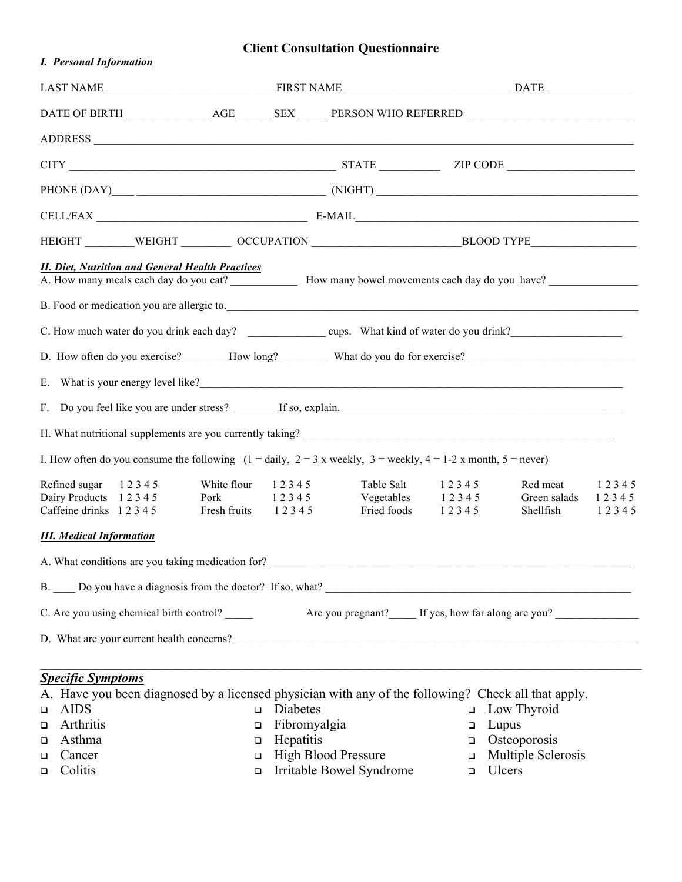# Client Consultation Questionnaire

***I. Personal Information***

LAST NAME ______________________________ FIRST NAME ______________________________ DATE _______________

DATE OF BIRTH _______________ AGE ______ SEX _____ PERSON WHO REFERRED ______________________________

ADDRESS ____________________________________________________________________________________________

CITY __________________________________________________ STATE ___________ ZIP CODE _______________________

PHONE (DAY)____ __________________________________ (NIGHT) ______________________________________________

CELL/FAX ______________________________________ E-MAIL__________________________________________________

HEIGHT _________WEIGHT _________ OCCUPATION __________________________BLOOD TYPE___________________

***II. Diet, Nutrition and General Health Practices***

A. How many meals each day do you eat? ____________ How many bowel movements each day do you have? ________________

B. Food or medication you are allergic to.______________________________________________________________________

C. How much water do you drink each day? ______________ cups. What kind of water do you drink?____________________

D. How often do you exercise?________ How long? ________ What do you do for exercise? ______________________________

E. What is your energy level like?_____________________________________________________________________________

F. Do you feel like you are under stress? _______ If so, explain. ____________________________________________________

H. What nutritional supplements are you currently taking? _________________________________________________________

I. How often do you consume the following (1 = daily, 2 = 3 x weekly, 3 = weekly, 4 = 1-2 x month, 5 = never)

| | | | | | | | |
|---|---|---|---|---|---|---|---|
| Refined sugar | 1 2 3 4 5 | White flour | 1 2 3 4 5 | Table Salt | 1 2 3 4 5 | Red meat | 1 2 3 4 5 |
| Dairy Products | 1 2 3 4 5 | Pork | 1 2 3 4 5 | Vegetables | 1 2 3 4 5 | Green salads | 1 2 3 4 5 |
| Caffeine drinks | 1 2 3 4 5 | Fresh fruits | 1 2 3 4 5 | Fried foods | 1 2 3 4 5 | Shellfish | 1 2 3 4 5 |

***III. Medical Information***

A. What conditions are you taking medication for? ______________________________________________________________

B. ____ Do you have a diagnosis from the doctor? If so, what? ______________________________________________________

C. Are you using chemical birth control? _____ Are you pregnant?_____ If yes, how far along are you? _______________

D. What are your current health concerns?______________________________________________________________________

______________________________________________________________________________________________________

## *Specific Symptoms*

A. Have you been diagnosed by a licensed physician with any of the following? Check all that apply.

- ☐ AIDS
- ☐ Arthritis
- ☐ Asthma
- ☐ Cancer
- ☐ Colitis
- ☐ Diabetes
- ☐ Fibromyalgia
- ☐ Hepatitis
- ☐ High Blood Pressure
- ☐ Irritable Bowel Syndrome
- ☐ Low Thyroid
- ☐ Lupus
- ☐ Osteoporosis
- ☐ Multiple Sclerosis
- ☐ Ulcers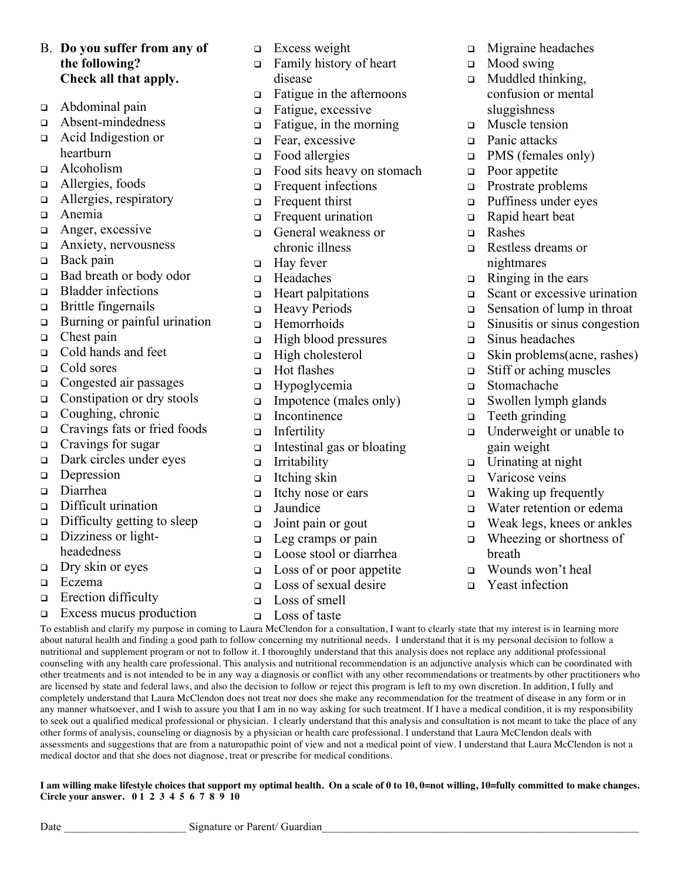B. **Do you suffer from any of the following? Check all that apply.**

- ☐ Abdominal pain
- ☐ Absent-mindedness
- ☐ Acid Indigestion or heartburn
- ☐ Alcoholism
- ☐ Allergies, foods
- ☐ Allergies, respiratory
- ☐ Anemia
- ☐ Anger, excessive
- ☐ Anxiety, nervousness
- ☐ Back pain
- ☐ Bad breath or body odor
- ☐ Bladder infections
- ☐ Brittle fingernails
- ☐ Burning or painful urination
- ☐ Chest pain
- ☐ Cold hands and feet
- ☐ Cold sores
- ☐ Congested air passages
- ☐ Constipation or dry stools
- ☐ Coughing, chronic
- ☐ Cravings fats or fried foods
- ☐ Cravings for sugar
- ☐ Dark circles under eyes
- ☐ Depression
- ☐ Diarrhea
- ☐ Difficult urination
- ☐ Difficulty getting to sleep
- ☐ Dizziness or light-headedness
- ☐ Dry skin or eyes
- ☐ Eczema
- ☐ Erection difficulty
- ☐ Excess mucus production
- ☐ Excess weight
- ☐ Family history of heart disease
- ☐ Fatigue in the afternoons
- ☐ Fatigue, excessive
- ☐ Fatigue, in the morning
- ☐ Fear, excessive
- ☐ Food allergies
- ☐ Food sits heavy on stomach
- ☐ Frequent infections
- ☐ Frequent thirst
- ☐ Frequent urination
- ☐ General weakness or chronic illness
- ☐ Hay fever
- ☐ Headaches
- ☐ Heart palpitations
- ☐ Heavy Periods
- ☐ Hemorrhoids
- ☐ High blood pressures
- ☐ High cholesterol
- ☐ Hot flashes
- ☐ Hypoglycemia
- ☐ Impotence (males only)
- ☐ Incontinence
- ☐ Infertility
- ☐ Intestinal gas or bloating
- ☐ Irritability
- ☐ Itching skin
- ☐ Itchy nose or ears
- ☐ Jaundice
- ☐ Joint pain or gout
- ☐ Leg cramps or pain
- ☐ Loose stool or diarrhea
- ☐ Loss of or poor appetite
- ☐ Loss of sexual desire
- ☐ Loss of smell
- ☐ Loss of taste
- ☐ Migraine headaches
- ☐ Mood swing
- ☐ Muddled thinking, confusion or mental sluggishness
- ☐ Muscle tension
- ☐ Panic attacks
- ☐ PMS (females only)
- ☐ Poor appetite
- ☐ Prostrate problems
- ☐ Puffiness under eyes
- ☐ Rapid heart beat
- ☐ Rashes
- ☐ Restless dreams or nightmares
- ☐ Ringing in the ears
- ☐ Scant or excessive urination
- ☐ Sensation of lump in throat
- ☐ Sinusitis or sinus congestion
- ☐ Sinus headaches
- ☐ Skin problems(acne, rashes)
- ☐ Stiff or aching muscles
- ☐ Stomachache
- ☐ Swollen lymph glands
- ☐ Teeth grinding
- ☐ Underweight or unable to gain weight
- ☐ Urinating at night
- ☐ Varicose veins
- ☐ Waking up frequently
- ☐ Water retention or edema
- ☐ Weak legs, knees or ankles
- ☐ Wheezing or shortness of breath
- ☐ Wounds won't heal
- ☐ Yeast infection

To establish and clarify my purpose in coming to Laura McClendon for a consultation, I want to clearly state that my interest is in learning more about natural health and finding a good path to follow concerning my nutritional needs. I understand that it is my personal decision to follow a nutritional and supplement program or not to follow it. I thoroughly understand that this analysis does not replace any additional professional counseling with any health care professional. This analysis and nutritional recommendation is an adjunctive analysis which can be coordinated with other treatments and is not intended to be in any way a diagnosis or conflict with any other recommendations or treatments by other practitioners who are licensed by state and federal laws, and also the decision to follow or reject this program is left to my own discretion. In addition, I fully and completely understand that Laura McClendon does not treat nor does she make any recommendation for the treatment of disease in any form or in any manner whatsoever, and I wish to assure you that I am in no way asking for such treatment. If I have a medical condition, it is my responsibility to seek out a qualified medical professional or physician. I clearly understand that this analysis and consultation is not meant to take the place of any other forms of analysis, counseling or diagnosis by a physician or health care professional. I understand that Laura McClendon deals with assessments and suggestions that are from a naturopathic point of view and not a medical point of view. I understand that Laura McClendon is not a medical doctor and that she does not diagnose, treat or prescribe for medical conditions.

**I am willing make lifestyle choices that support my optimal health. On a scale of 0 to 10, 0=not willing, 10=fully committed to make changes. Circle your answer. 0 1 2 3 4 5 6 7 8 9 10**

Date ______________________ Signature or Parent/ Guardian______________________________________________________________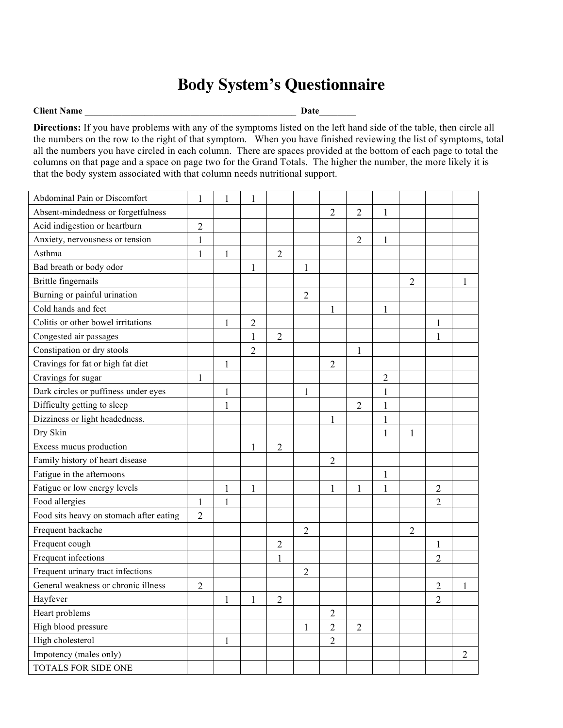# Body System's Questionnaire

**Client Name** ______________________________________________ **Date**________

**Directions:** If you have problems with any of the symptoms listed on the left hand side of the table, then circle all the numbers on the row to the right of that symptom. When you have finished reviewing the list of symptoms, total all the numbers you have circled in each column. There are spaces provided at the bottom of each page to total the columns on that page and a space on page two for the Grand Totals. The higher the number, the more likely it is that the body system associated with that column needs nutritional support.

| | | | | | | | | | | | |
|---|---|---|---|---|---|---|---|---|---|---|---|
| Abdominal Pain or Discomfort | 1 | 1 | 1 | | | | | | | | |
| Absent-mindedness or forgetfulness | | | | | | 2 | 2 | 1 | | | |
| Acid indigestion or heartburn | 2 | | | | | | | | | | |
| Anxiety, nervousness or tension | 1 | | | | | | 2 | 1 | | | |
| Asthma | 1 | 1 | | 2 | | | | | | | |
| Bad breath or body odor | | | 1 | | 1 | | | | | | |
| Brittle fingernails | | | | | | | | | 2 | | 1 |
| Burning or painful urination | | | | | 2 | | | | | | |
| Cold hands and feet | | | | | | 1 | | 1 | | | |
| Colitis or other bowel irritations | | 1 | 2 | | | | | | | 1 | |
| Congested air passages | | | 1 | 2 | | | | | | 1 | |
| Constipation or dry stools | | | 2 | | | | 1 | | | | |
| Cravings for fat or high fat diet | | 1 | | | | 2 | | | | | |
| Cravings for sugar | 1 | | | | | | | 2 | | | |
| Dark circles or puffiness under eyes | | 1 | | | 1 | | | 1 | | | |
| Difficulty getting to sleep | | 1 | | | | | 2 | 1 | | | |
| Dizziness or light headedness. | | | | | | 1 | | 1 | | | |
| Dry Skin | | | | | | | | 1 | 1 | | |
| Excess mucus production | | | 1 | 2 | | | | | | | |
| Family history of heart disease | | | | | | 2 | | | | | |
| Fatigue in the afternoons | | | | | | | | 1 | | | |
| Fatigue or low energy levels | | 1 | 1 | | | 1 | 1 | 1 | | 2 | |
| Food allergies | 1 | 1 | | | | | | | | 2 | |
| Food sits heavy on stomach after eating | 2 | | | | | | | | | | |
| Frequent backache | | | | | 2 | | | | 2 | | |
| Frequent cough | | | | 2 | | | | | | 1 | |
| Frequent infections | | | | 1 | | | | | | 2 | |
| Frequent urinary tract infections | | | | | 2 | | | | | | |
| General weakness or chronic illness | 2 | | | | | | | | | 2 | 1 |
| Hayfever | | 1 | 1 | 2 | | | | | | 2 | |
| Heart problems | | | | | | 2 | | | | | |
| High blood pressure | | | | | 1 | 2 | 2 | | | | |
| High cholesterol | | 1 | | | | 2 | | | | | |
| Impotency (males only) | | | | | | | | | | | 2 |
| TOTALS FOR SIDE ONE | | | | | | | | | | | |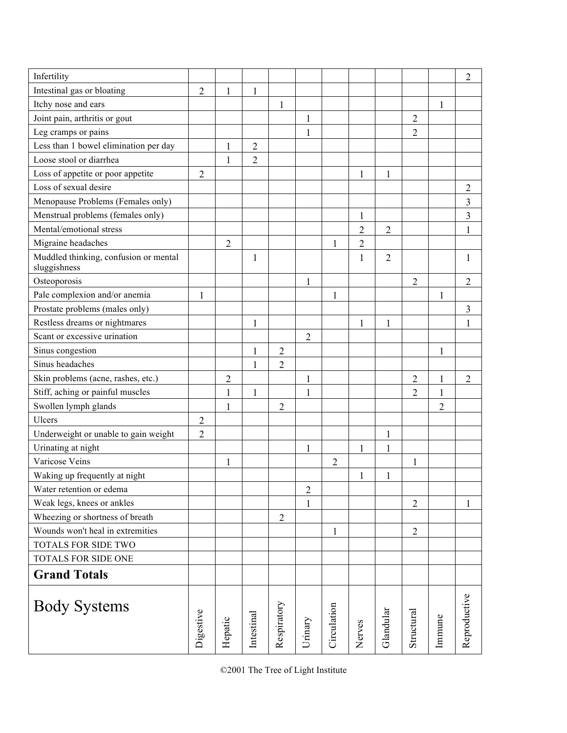| Symptom | Digestive | Hepatic | Intestinal | Respiratory | Urinary | Circulation | Nerves | Glandular | Structural | Immune | Reproductive |
|---|---|---|---|---|---|---|---|---|---|---|---|
| Infertility | | | | | | | | | | | 2 |
| Intestinal gas or bloating | 2 | 1 | 1 | | | | | | | | |
| Itchy nose and ears | | | | 1 | | | | | | 1 | |
| Joint pain, arthritis or gout | | | | | 1 | | | | 2 | | |
| Leg cramps or pains | | | | | 1 | | | | 2 | | |
| Less than 1 bowel elimination per day | | 1 | 2 | | | | | | | | |
| Loose stool or diarrhea | | 1 | 2 | | | | | | | | |
| Loss of appetite or poor appetite | 2 | | | | | | 1 | 1 | | | |
| Loss of sexual desire | | | | | | | | | | | 2 |
| Menopause Problems (Females only) | | | | | | | | | | | 3 |
| Menstrual problems (females only) | | | | | | | 1 | | | | 3 |
| Mental/emotional stress | | | | | | | 2 | 2 | | | 1 |
| Migraine headaches | | 2 | | | | 1 | 2 | | | | |
| Muddled thinking, confusion or mental sluggishness | | | 1 | | | | 1 | 2 | | | 1 |
| Osteoporosis | | | | | 1 | | | | 2 | | 2 |
| Pale complexion and/or anemia | 1 | | | | | 1 | | | | 1 | |
| Prostate problems (males only) | | | | | | | | | | | 3 |
| Restless dreams or nightmares | | | 1 | | | | 1 | 1 | | | 1 |
| Scant or excessive urination | | | | | 2 | | | | | | |
| Sinus congestion | | | 1 | 2 | | | | | | 1 | |
| Sinus headaches | | | 1 | 2 | | | | | | | |
| Skin problems (acne, rashes, etc.) | | 2 | | | 1 | | | | 2 | 1 | 2 |
| Stiff, aching or painful muscles | | 1 | 1 | | 1 | | | | 2 | 1 | |
| Swollen lymph glands | | 1 | | 2 | | | | | | 2 | |
| Ulcers | 2 | | | | | | | | | | |
| Underweight or unable to gain weight | 2 | | | | | | | 1 | | | |
| Urinating at night | | | | | 1 | | 1 | 1 | | | |
| Varicose Veins | | 1 | | | | 2 | | | 1 | | |
| Waking up frequently at night | | | | | | | 1 | 1 | | | |
| Water retention or edema | | | | | 2 | | | | | | |
| Weak legs, knees or ankles | | | | | 1 | | | | 2 | | 1 |
| Wheezing or shortness of breath | | | | 2 | | | | | | | |
| Wounds won't heal in extremities | | | | | | 1 | | | 2 | | |
| TOTALS FOR SIDE TWO | | | | | | | | | | | |
| TOTALS FOR SIDE ONE | | | | | | | | | | | |
| **Grand Totals** | | | | | | | | | | | |
| **Body Systems** | Digestive | Hepatic | Intestinal | Respiratory | Urinary | Circulation | Nerves | Glandular | Structural | Immune | Reproductive |

©2001 The Tree of Light Institute